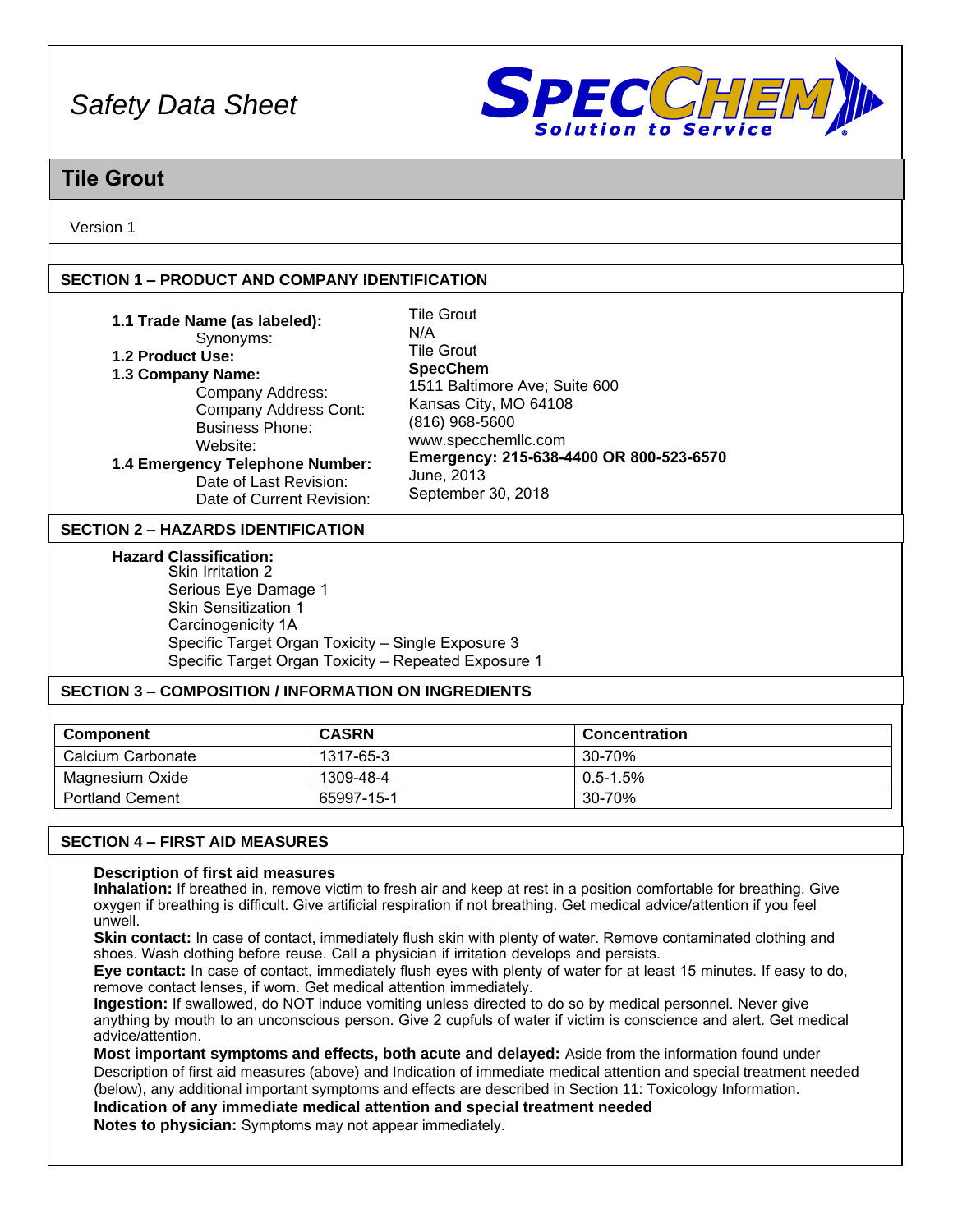*Safety Data Sheet*

SPECCHEM
Solution to Service

# Tile Grout

Version 1

## SECTION 1 – PRODUCT AND COMPANY IDENTIFICATION

**1.1 Trade Name (as labeled):** Tile Grout
Synonyms: N/A
**1.2 Product Use:** Tile Grout
**1.3 Company Name:** **SpecChem**
Company Address: 1511 Baltimore Ave; Suite 600
Company Address Cont: Kansas City, MO 64108
Business Phone: (816) 968-5600
Website: www.specchemllc.com
**1.4 Emergency Telephone Number:** **Emergency: 215-638-4400 OR 800-523-6570**
Date of Last Revision: June, 2013
Date of Current Revision: September 30, 2018

## SECTION 2 – HAZARDS IDENTIFICATION

**Hazard Classification:**
- Skin Irritation 2
- Serious Eye Damage 1
- Skin Sensitization 1
- Carcinogenicity 1A
- Specific Target Organ Toxicity – Single Exposure 3
- Specific Target Organ Toxicity – Repeated Exposure 1

## SECTION 3 – COMPOSITION / INFORMATION ON INGREDIENTS

| Component | CASRN | Concentration |
|---|---|---|
| Calcium Carbonate | 1317-65-3 | 30-70% |
| Magnesium Oxide | 1309-48-4 | 0.5-1.5% |
| Portland Cement | 65997-15-1 | 30-70% |

## SECTION 4 – FIRST AID MEASURES

**Description of first aid measures**

**Inhalation:** If breathed in, remove victim to fresh air and keep at rest in a position comfortable for breathing. Give oxygen if breathing is difficult. Give artificial respiration if not breathing. Get medical advice/attention if you feel unwell.

**Skin contact:** In case of contact, immediately flush skin with plenty of water. Remove contaminated clothing and shoes. Wash clothing before reuse. Call a physician if irritation develops and persists.

**Eye contact:** In case of contact, immediately flush eyes with plenty of water for at least 15 minutes. If easy to do, remove contact lenses, if worn. Get medical attention immediately.

**Ingestion:** If swallowed, do NOT induce vomiting unless directed to do so by medical personnel. Never give anything by mouth to an unconscious person. Give 2 cupfuls of water if victim is conscience and alert. Get medical advice/attention.

**Most important symptoms and effects, both acute and delayed:** Aside from the information found under Description of first aid measures (above) and Indication of immediate medical attention and special treatment needed (below), any additional important symptoms and effects are described in Section 11: Toxicology Information.

**Indication of any immediate medical attention and special treatment needed**

**Notes to physician:** Symptoms may not appear immediately.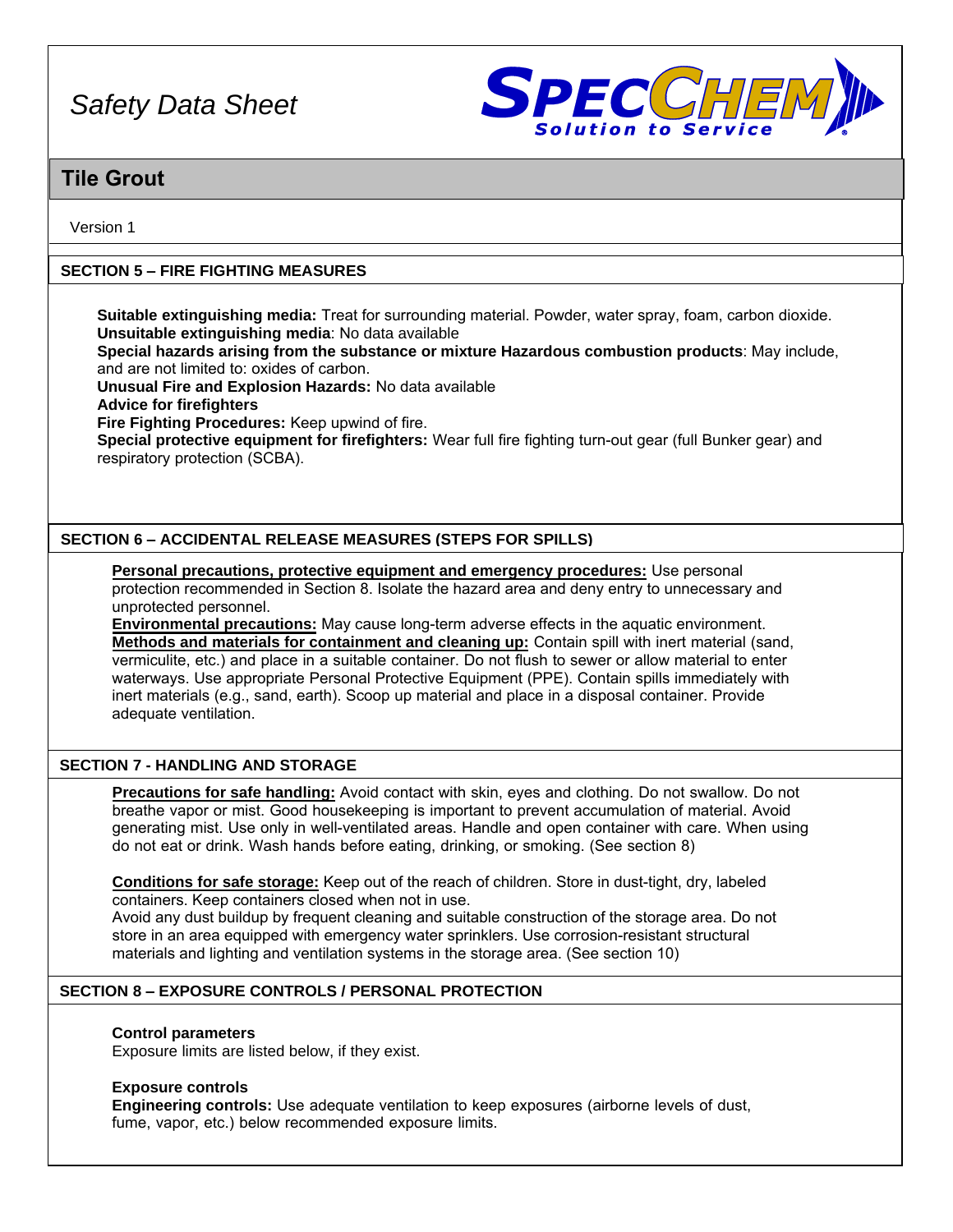## SECTION 5 – FIRE FIGHTING MEASURES

**Suitable extinguishing media:** Treat for surrounding material. Powder, water spray, foam, carbon dioxide.
**Unsuitable extinguishing media**: No data available
**Special hazards arising from the substance or mixture Hazardous combustion products**: May include, and are not limited to: oxides of carbon.
**Unusual Fire and Explosion Hazards:** No data available
**Advice for firefighters**
**Fire Fighting Procedures:** Keep upwind of fire.
**Special protective equipment for firefighters:** Wear full fire fighting turn-out gear (full Bunker gear) and respiratory protection (SCBA).

## SECTION 6 – ACCIDENTAL RELEASE MEASURES (STEPS FOR SPILLS)

**Personal precautions, protective equipment and emergency procedures:** Use personal protection recommended in Section 8. Isolate the hazard area and deny entry to unnecessary and unprotected personnel.
**Environmental precautions:** May cause long-term adverse effects in the aquatic environment.
**Methods and materials for containment and cleaning up:** Contain spill with inert material (sand, vermiculite, etc.) and place in a suitable container. Do not flush to sewer or allow material to enter waterways. Use appropriate Personal Protective Equipment (PPE). Contain spills immediately with inert materials (e.g., sand, earth). Scoop up material and place in a disposal container. Provide adequate ventilation.

## SECTION 7 - HANDLING AND STORAGE

**Precautions for safe handling:** Avoid contact with skin, eyes and clothing. Do not swallow. Do not breathe vapor or mist. Good housekeeping is important to prevent accumulation of material. Avoid generating mist. Use only in well-ventilated areas. Handle and open container with care. When using do not eat or drink. Wash hands before eating, drinking, or smoking. (See section 8)

**Conditions for safe storage:** Keep out of the reach of children. Store in dust-tight, dry, labeled containers. Keep containers closed when not in use.
Avoid any dust buildup by frequent cleaning and suitable construction of the storage area. Do not store in an area equipped with emergency water sprinklers. Use corrosion-resistant structural materials and lighting and ventilation systems in the storage area. (See section 10)

## SECTION 8 – EXPOSURE CONTROLS / PERSONAL PROTECTION

**Control parameters**
Exposure limits are listed below, if they exist.

**Exposure controls**
**Engineering controls:** Use adequate ventilation to keep exposures (airborne levels of dust, fume, vapor, etc.) below recommended exposure limits.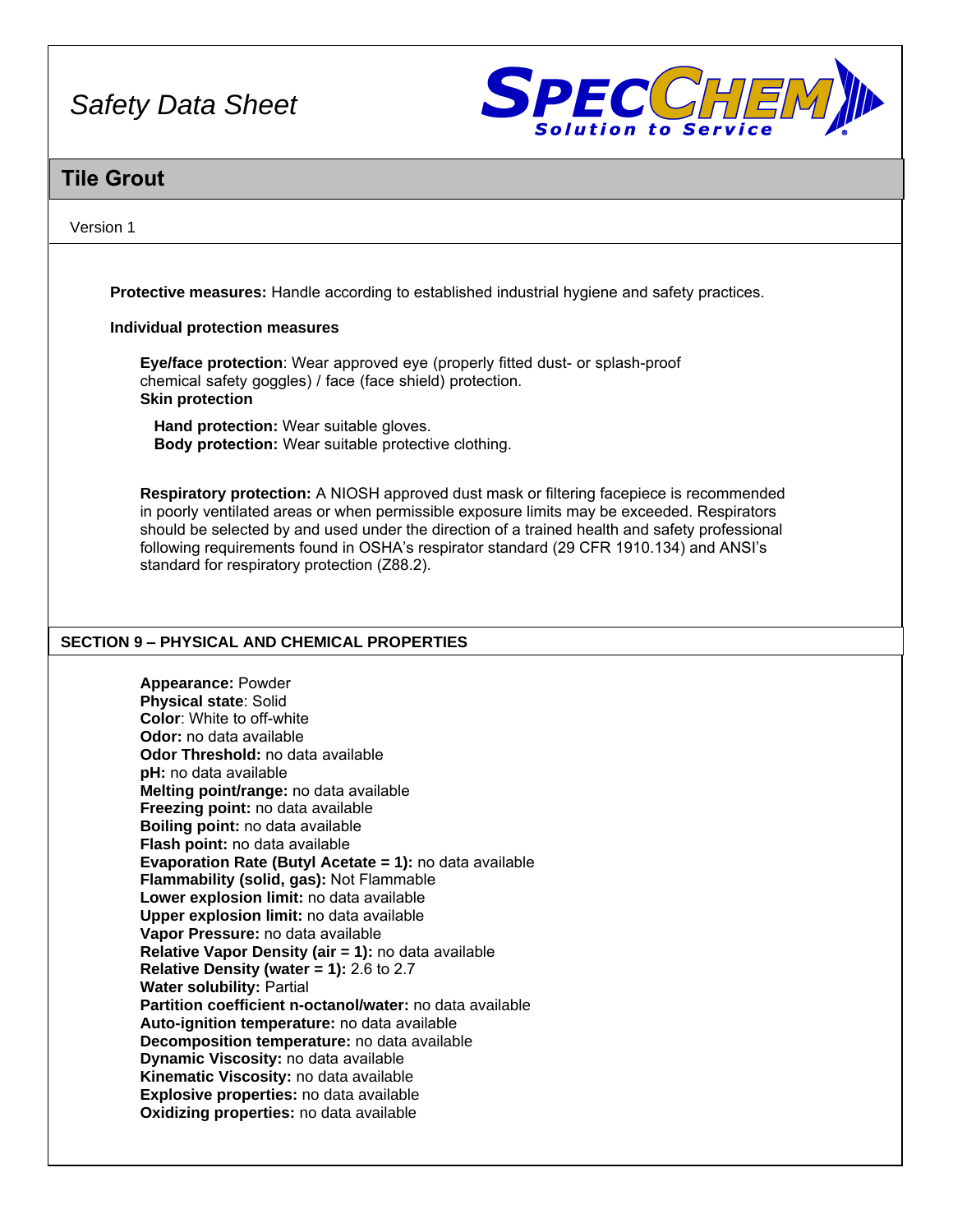**Protective measures:** Handle according to established industrial hygiene and safety practices.

**Individual protection measures**

**Eye/face protection**: Wear approved eye (properly fitted dust- or splash-proof chemical safety goggles) / face (face shield) protection.

**Skin protection**

**Hand protection:** Wear suitable gloves.
**Body protection:** Wear suitable protective clothing.

**Respiratory protection:** A NIOSH approved dust mask or filtering facepiece is recommended in poorly ventilated areas or when permissible exposure limits may be exceeded. Respirators should be selected by and used under the direction of a trained health and safety professional following requirements found in OSHA's respirator standard (29 CFR 1910.134) and ANSI's standard for respiratory protection (Z88.2).

## SECTION 9 – PHYSICAL AND CHEMICAL PROPERTIES

**Appearance:** Powder
**Physical state**: Solid
**Color**: White to off-white
**Odor:** no data available
**Odor Threshold:** no data available
**pH:** no data available
**Melting point/range:** no data available
**Freezing point:** no data available
**Boiling point:** no data available
**Flash point:** no data available
**Evaporation Rate (Butyl Acetate = 1):** no data available
**Flammability (solid, gas):** Not Flammable
**Lower explosion limit:** no data available
**Upper explosion limit:** no data available
**Vapor Pressure:** no data available
**Relative Vapor Density (air = 1):** no data available
**Relative Density (water = 1):** 2.6 to 2.7
**Water solubility:** Partial
**Partition coefficient n-octanol/water:** no data available
**Auto-ignition temperature:** no data available
**Decomposition temperature:** no data available
**Dynamic Viscosity:** no data available
**Kinematic Viscosity:** no data available
**Explosive properties:** no data available
**Oxidizing properties:** no data available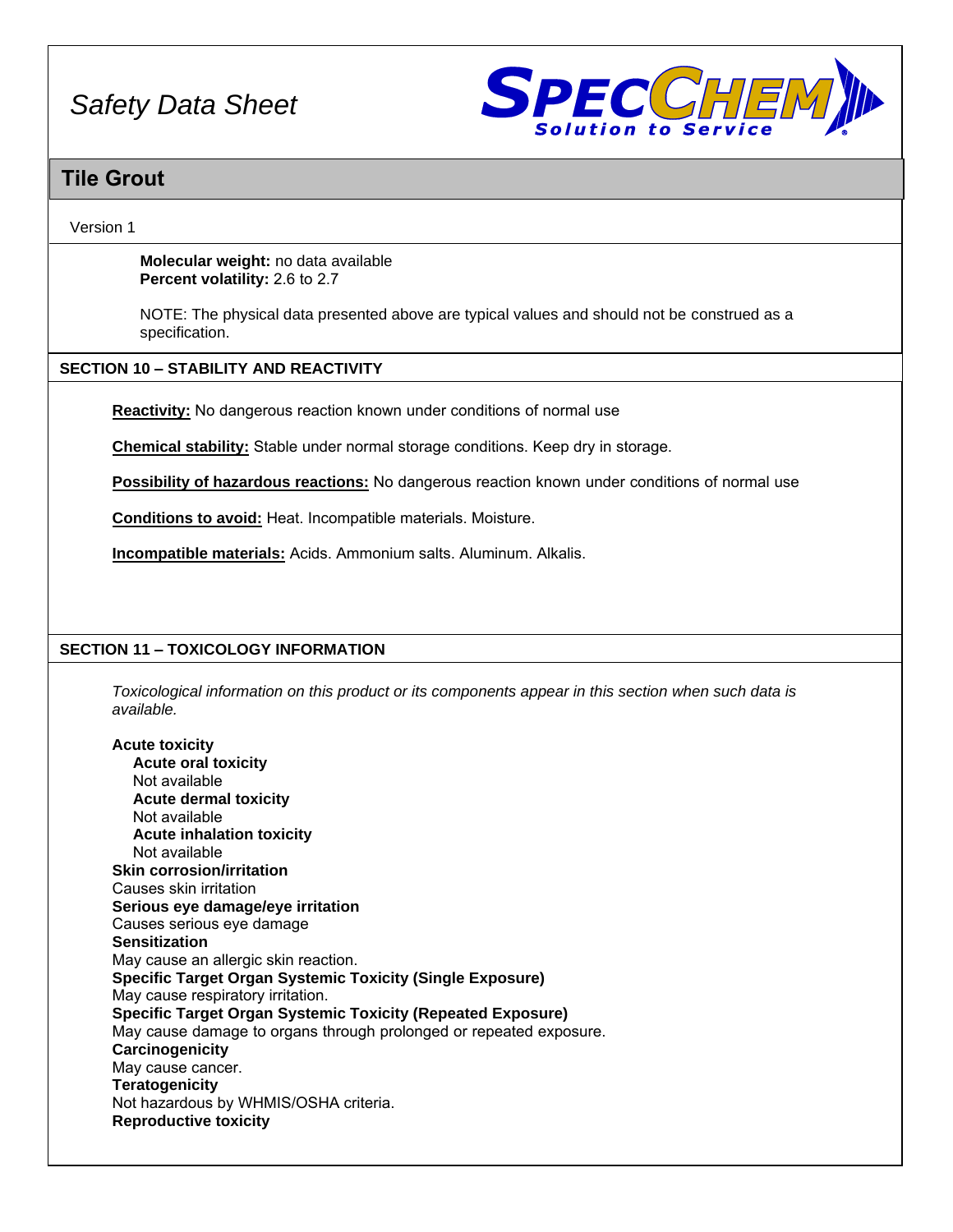**Molecular weight:** no data available
**Percent volatility:** 2.6 to 2.7

NOTE: The physical data presented above are typical values and should not be construed as a specification.

## SECTION 10 – STABILITY AND REACTIVITY

**Reactivity:** No dangerous reaction known under conditions of normal use

**Chemical stability:** Stable under normal storage conditions. Keep dry in storage.

**Possibility of hazardous reactions:** No dangerous reaction known under conditions of normal use

**Conditions to avoid:** Heat. Incompatible materials. Moisture.

**Incompatible materials:** Acids. Ammonium salts. Aluminum. Alkalis.

## SECTION 11 – TOXICOLOGY INFORMATION

*Toxicological information on this product or its components appear in this section when such data is available.*

**Acute toxicity**

**Acute oral toxicity**
Not available

**Acute dermal toxicity**
Not available

**Acute inhalation toxicity**
Not available

**Skin corrosion/irritation**
Causes skin irritation

**Serious eye damage/eye irritation**
Causes serious eye damage

**Sensitization**
May cause an allergic skin reaction.

**Specific Target Organ Systemic Toxicity (Single Exposure)**
May cause respiratory irritation.

**Specific Target Organ Systemic Toxicity (Repeated Exposure)**
May cause damage to organs through prolonged or repeated exposure.

**Carcinogenicity**
May cause cancer.

**Teratogenicity**
Not hazardous by WHMIS/OSHA criteria.

**Reproductive toxicity**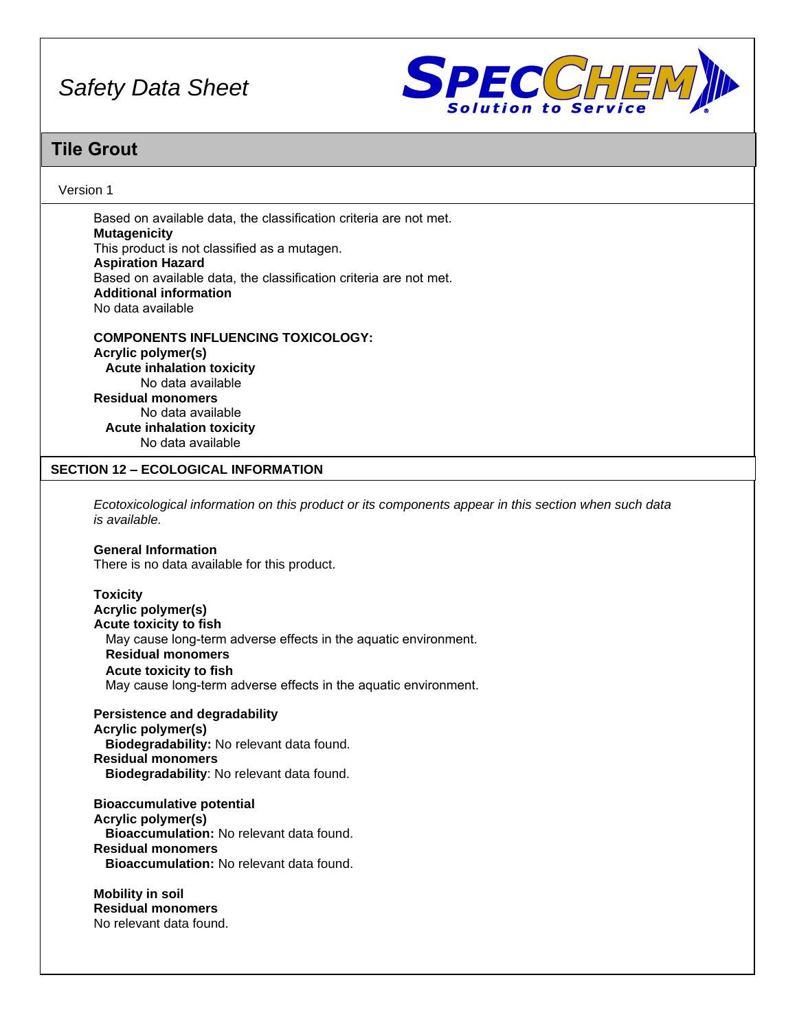Based on available data, the classification criteria are not met.

**Mutagenicity**

This product is not classified as a mutagen.

**Aspiration Hazard**

Based on available data, the classification criteria are not met.

**Additional information**

No data available

**COMPONENTS INFLUENCING TOXICOLOGY:**

**Acrylic polymer(s)**

**Acute inhalation toxicity**

No data available

**Residual monomers**

No data available

**Acute inhalation toxicity**

No data available

## SECTION 12 – ECOLOGICAL INFORMATION

*Ecotoxicological information on this product or its components appear in this section when such data is available.*

**General Information**

There is no data available for this product.

**Toxicity**

**Acrylic polymer(s)**

**Acute toxicity to fish**

May cause long-term adverse effects in the aquatic environment.

**Residual monomers**

**Acute toxicity to fish**

May cause long-term adverse effects in the aquatic environment.

**Persistence and degradability**

**Acrylic polymer(s)**

**Biodegradability:** No relevant data found.

**Residual monomers**

**Biodegradability**: No relevant data found.

**Bioaccumulative potential**

**Acrylic polymer(s)**

**Bioaccumulation:** No relevant data found.

**Residual monomers**

**Bioaccumulation:** No relevant data found.

**Mobility in soil**

**Residual monomers**

No relevant data found.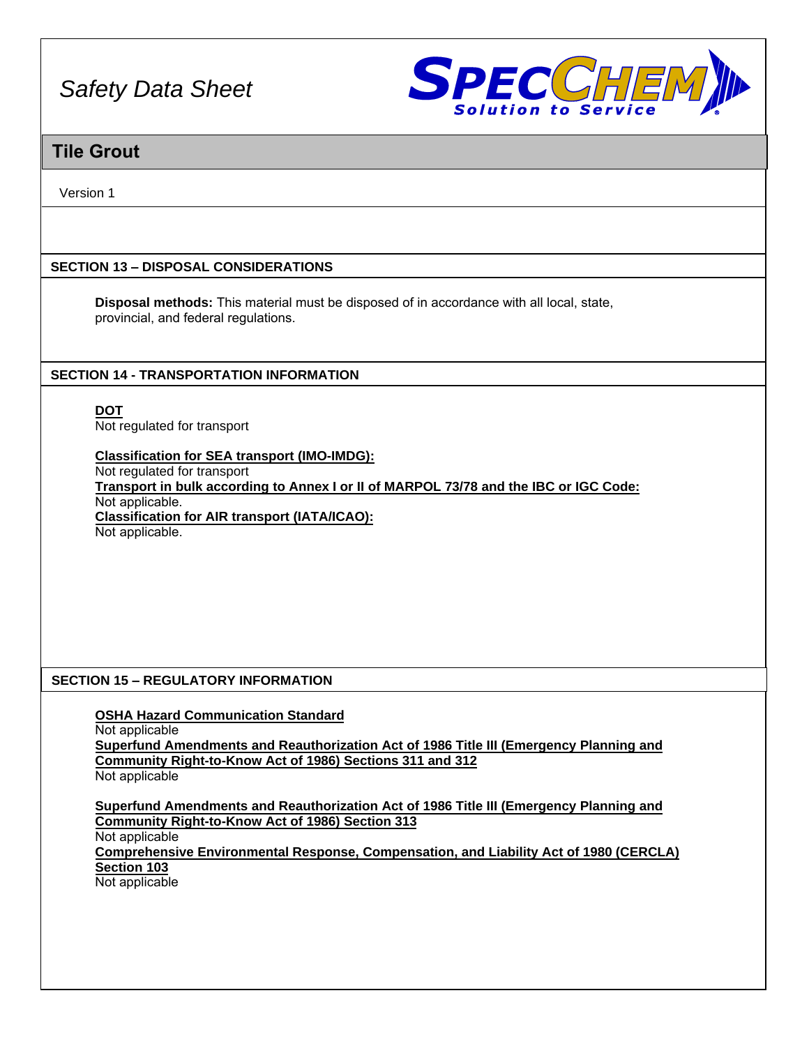# Safety Data Sheet

SPECCHEM Solution to Service

## Tile Grout

Version 1

## SECTION 13 – DISPOSAL CONSIDERATIONS

**Disposal methods:** This material must be disposed of in accordance with all local, state, provincial, and federal regulations.

## SECTION 14 - TRANSPORTATION INFORMATION

**DOT**
Not regulated for transport

**Classification for SEA transport (IMO-IMDG):**
Not regulated for transport

**Transport in bulk according to Annex I or II of MARPOL 73/78 and the IBC or IGC Code:**
Not applicable.

**Classification for AIR transport (IATA/ICAO):**
Not applicable.

## SECTION 15 – REGULATORY INFORMATION

**OSHA Hazard Communication Standard**
Not applicable

**Superfund Amendments and Reauthorization Act of 1986 Title III (Emergency Planning and Community Right-to-Know Act of 1986) Sections 311 and 312**
Not applicable

**Superfund Amendments and Reauthorization Act of 1986 Title III (Emergency Planning and Community Right-to-Know Act of 1986) Section 313**
Not applicable

**Comprehensive Environmental Response, Compensation, and Liability Act of 1980 (CERCLA) Section 103**
Not applicable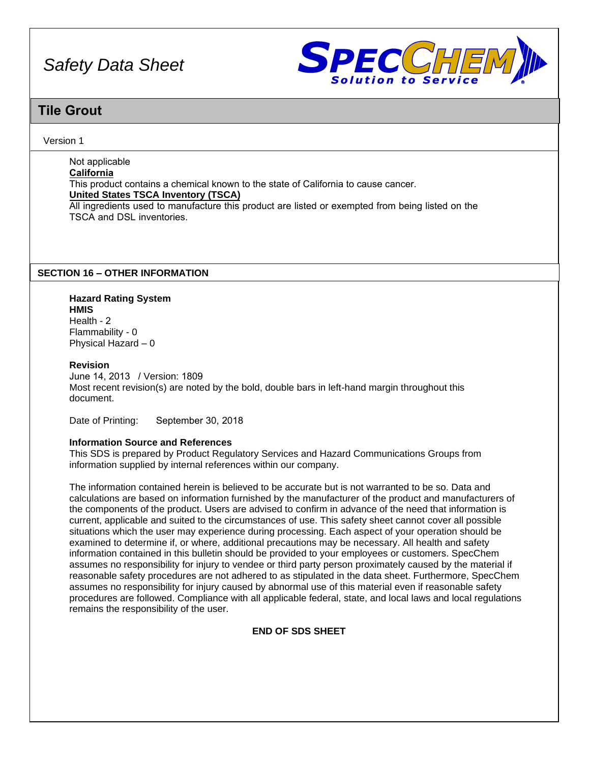Not applicable

**California**

This product contains a chemical known to the state of California to cause cancer.

**United States TSCA Inventory (TSCA)**

All ingredients used to manufacture this product are listed or exempted from being listed on the TSCA and DSL inventories.

## SECTION 16 – OTHER INFORMATION

**Hazard Rating System**
**HMIS**
Health - 2
Flammability - 0
Physical Hazard – 0

**Revision**
June 14, 2013 / Version: 1809
Most recent revision(s) are noted by the bold, double bars in left-hand margin throughout this document.

Date of Printing: September 30, 2018

**Information Source and References**
This SDS is prepared by Product Regulatory Services and Hazard Communications Groups from information supplied by internal references within our company.

The information contained herein is believed to be accurate but is not warranted to be so. Data and calculations are based on information furnished by the manufacturer of the product and manufacturers of the components of the product. Users are advised to confirm in advance of the need that information is current, applicable and suited to the circumstances of use. This safety sheet cannot cover all possible situations which the user may experience during processing. Each aspect of your operation should be examined to determine if, or where, additional precautions may be necessary. All health and safety information contained in this bulletin should be provided to your employees or customers. SpecChem assumes no responsibility for injury to vendee or third party person proximately caused by the material if reasonable safety procedures are not adhered to as stipulated in the data sheet. Furthermore, SpecChem assumes no responsibility for injury caused by abnormal use of this material even if reasonable safety procedures are followed. Compliance with all applicable federal, state, and local laws and local regulations remains the responsibility of the user.

**END OF SDS SHEET**